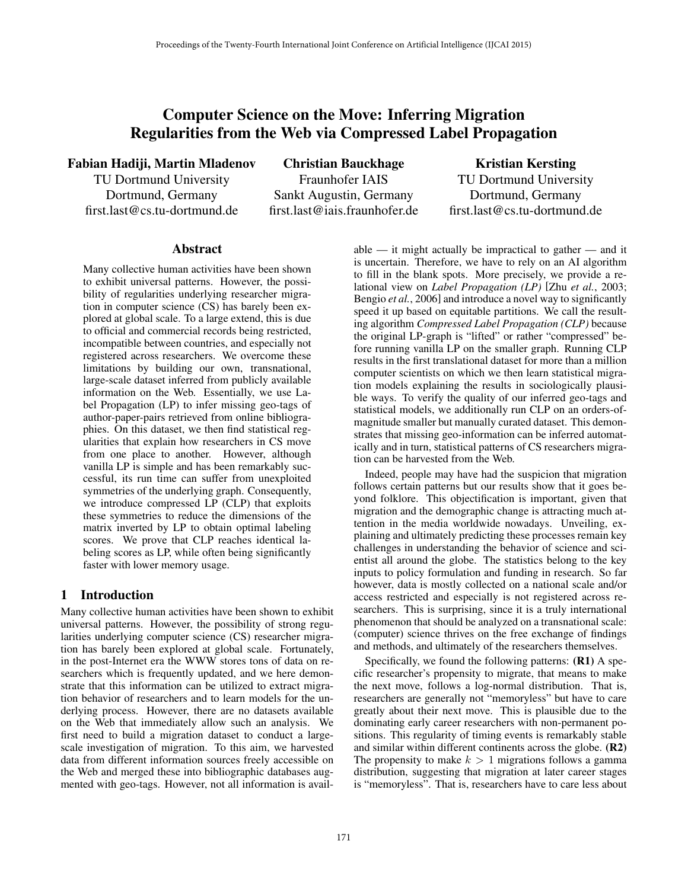# Computer Science on the Move: Inferring Migration Regularities from the Web via Compressed Label Propagation

**Fabian Hadiji, Martin Mladenov**
TU Dortmund University
Dortmund, Germany
first.last@cs.tu-dortmund.de

**Christian Bauckhage**
Fraunhofer IAIS
Sankt Augustin, Germany
first.last@iais.fraunhofer.de

**Kristian Kersting**
TU Dortmund University
Dortmund, Germany
first.last@cs.tu-dortmund.de

## Abstract

Many collective human activities have been shown to exhibit universal patterns. However, the possibility of regularities underlying researcher migration in computer science (CS) has barely been explored at global scale. To a large extend, this is due to official and commercial records being restricted, incompatible between countries, and especially not registered across researchers. We overcome these limitations by building our own, transnational, large-scale dataset inferred from publicly available information on the Web. Essentially, we use Label Propagation (LP) to infer missing geo-tags of author-paper-pairs retrieved from online bibliographies. On this dataset, we then find statistical regularities that explain how researchers in CS move from one place to another. However, although vanilla LP is simple and has been remarkably successful, its run time can suffer from unexploited symmetries of the underlying graph. Consequently, we introduce compressed LP (CLP) that exploits these symmetries to reduce the dimensions of the matrix inverted by LP to obtain optimal labeling scores. We prove that CLP reaches identical labeling scores as LP, while often being significantly faster with lower memory usage.

## 1 Introduction

Many collective human activities have been shown to exhibit universal patterns. However, the possibility of strong regularities underlying computer science (CS) researcher migration has barely been explored at global scale. Fortunately, in the post-Internet era the WWW stores tons of data on researchers which is frequently updated, and we here demonstrate that this information can be utilized to extract migration behavior of researchers and to learn models for the underlying process. However, there are no datasets available on the Web that immediately allow such an analysis. We first need to build a migration dataset to conduct a large-scale investigation of migration. To this aim, we harvested data from different information sources freely accessible on the Web and merged these into bibliographic databases augmented with geo-tags. However, not all information is available — it might actually be impractical to gather — and it is uncertain. Therefore, we have to rely on an AI algorithm to fill in the blank spots. More precisely, we provide a relational view on *Label Propagation (LP)* [Zhu *et al.*, 2003; Bengio *et al.*, 2006] and introduce a novel way to significantly speed it up based on equitable partitions. We call the resulting algorithm *Compressed Label Propagation (CLP)* because the original LP-graph is "lifted" or rather "compressed" before running vanilla LP on the smaller graph. Running CLP results in the first translational dataset for more than a million computer scientists on which we then learn statistical migration models explaining the results in sociologically plausible ways. To verify the quality of our inferred geo-tags and statistical models, we additionally run CLP on an orders-of-magnitude smaller but manually curated dataset. This demonstrates that missing geo-information can be inferred automatically and in turn, statistical patterns of CS researchers migration can be harvested from the Web.

Indeed, people may have had the suspicion that migration follows certain patterns but our results show that it goes beyond folklore. This objectification is important, given that migration and the demographic change is attracting much attention in the media worldwide nowadays. Unveiling, explaining and ultimately predicting these processes remain key challenges in understanding the behavior of science and scientist all around the globe. The statistics belong to the key inputs to policy formulation and funding in research. So far however, data is mostly collected on a national scale and/or access restricted and especially is not registered across researchers. This is surprising, since it is a truly international phenomenon that should be analyzed on a transnational scale: (computer) science thrives on the free exchange of findings and methods, and ultimately of the researchers themselves.

Specifically, we found the following patterns: **(R1)** A specific researcher's propensity to migrate, that means to make the next move, follows a log-normal distribution. That is, researchers are generally not "memoryless" but have to care greatly about their next move. This is plausible due to the dominating early career researchers with non-permanent positions. This regularity of timing events is remarkably stable and similar within different continents across the globe. **(R2)** The propensity to make $k > 1$ migrations follows a gamma distribution, suggesting that migration at later career stages is "memoryless". That is, researchers have to care less about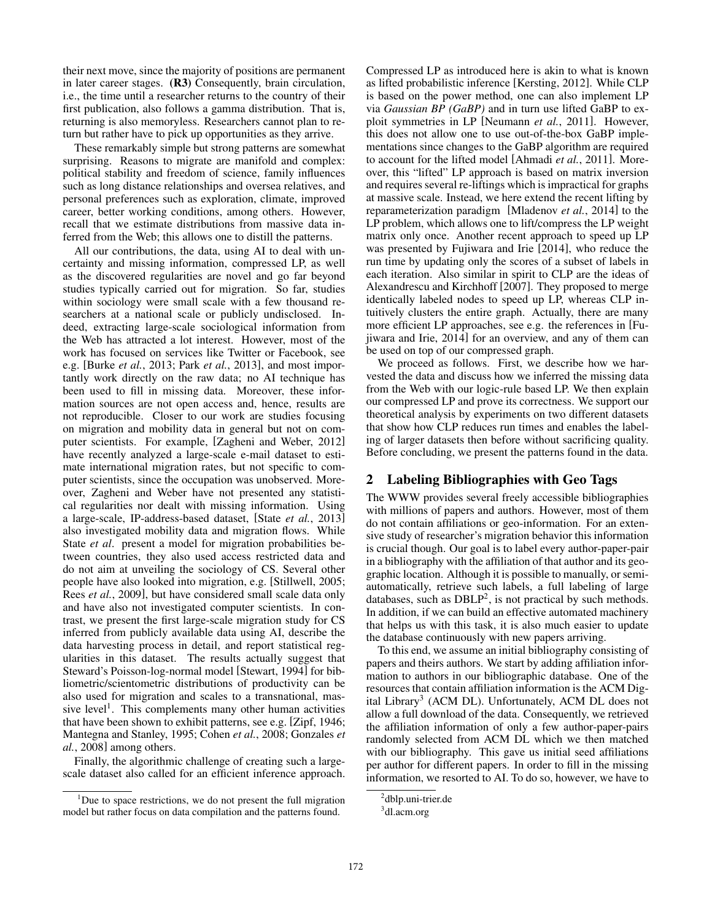their next move, since the majority of positions are permanent in later career stages. **(R3)** Consequently, brain circulation, i.e., the time until a researcher returns to the country of their first publication, also follows a gamma distribution. That is, returning is also memoryless. Researchers cannot plan to return but rather have to pick up opportunities as they arrive.

These remarkably simple but strong patterns are somewhat surprising. Reasons to migrate are manifold and complex: political stability and freedom of science, family influences such as long distance relationships and oversea relatives, and personal preferences such as exploration, climate, improved career, better working conditions, among others. However, recall that we estimate distributions from massive data inferred from the Web; this allows one to distill the patterns.

All our contributions, the data, using AI to deal with uncertainty and missing information, compressed LP, as well as the discovered regularities are novel and go far beyond studies typically carried out for migration. So far, studies within sociology were small scale with a few thousand researchers at a national scale or publicly undisclosed. Indeed, extracting large-scale sociological information from the Web has attracted a lot interest. However, most of the work has focused on services like Twitter or Facebook, see e.g. [Burke *et al.*, 2013; Park *et al.*, 2013], and most importantly work directly on the raw data; no AI technique has been used to fill in missing data. Moreover, these information sources are not open access and, hence, results are not reproducible. Closer to our work are studies focusing on migration and mobility data in general but not on computer scientists. For example, [Zagheni and Weber, 2012] have recently analyzed a large-scale e-mail dataset to estimate international migration rates, but not specific to computer scientists, since the occupation was unobserved. Moreover, Zagheni and Weber have not presented any statistical regularities nor dealt with missing information. Using a large-scale, IP-address-based dataset, [State *et al.*, 2013] also investigated mobility data and migration flows. While State *et al*. present a model for migration probabilities between countries, they also used access restricted data and do not aim at unveiling the sociology of CS. Several other people have also looked into migration, e.g. [Stillwell, 2005; Rees *et al.*, 2009], but have considered small scale data only and have also not investigated computer scientists. In contrast, we present the first large-scale migration study for CS inferred from publicly available data using AI, describe the data harvesting process in detail, and report statistical regularities in this dataset. The results actually suggest that Steward's Poisson-log-normal model [Stewart, 1994] for bibliometric/scientometric distributions of productivity can be also used for migration and scales to a transnational, massive level[1]. This complements many other human activities that have been shown to exhibit patterns, see e.g. [Zipf, 1946; Mantegna and Stanley, 1995; Cohen *et al.*, 2008; Gonzales *et al.*, 2008] among others.

Finally, the algorithmic challenge of creating such a large-scale dataset also called for an efficient inference approach. Compressed LP as introduced here is akin to what is known as lifted probabilistic inference [Kersting, 2012]. While CLP is based on the power method, one can also implement LP via *Gaussian BP (GaBP)* and in turn use lifted GaBP to exploit symmetries in LP [Neumann *et al.*, 2011]. However, this does not allow one to use out-of-the-box GaBP implementations since changes to the GaBP algorithm are required to account for the lifted model [Ahmadi *et al.*, 2011]. Moreover, this "lifted" LP approach is based on matrix inversion and requires several re-liftings which is impractical for graphs at massive scale. Instead, we here extend the recent lifting by reparameterization paradigm [Mladenov *et al.*, 2014] to the LP problem, which allows one to lift/compress the LP weight matrix only once. Another recent approach to speed up LP was presented by Fujiwara and Irie [2014], who reduce the run time by updating only the scores of a subset of labels in each iteration. Also similar in spirit to CLP are the ideas of Alexandrescu and Kirchhoff [2007]. They proposed to merge identically labeled nodes to speed up LP, whereas CLP intuitively clusters the entire graph. Actually, there are many more efficient LP approaches, see e.g. the references in [Fujiwara and Irie, 2014] for an overview, and any of them can be used on top of our compressed graph.

We proceed as follows. First, we describe how we harvested the data and discuss how we inferred the missing data from the Web with our logic-rule based LP. We then explain our compressed LP and prove its correctness. We support our theoretical analysis by experiments on two different datasets that show how CLP reduces run times and enables the labeling of larger datasets then before without sacrificing quality. Before concluding, we present the patterns found in the data.

## 2 Labeling Bibliographies with Geo Tags

The WWW provides several freely accessible bibliographies with millions of papers and authors. However, most of them do not contain affiliations or geo-information. For an extensive study of researcher's migration behavior this information is crucial though. Our goal is to label every author-paper-pair in a bibliography with the affiliation of that author and its geographic location. Although it is possible to manually, or semi-automatically, retrieve such labels, a full labeling of large databases, such as DBLP[2], is not practical by such methods. In addition, if we can build an effective automated machinery that helps us with this task, it is also much easier to update the database continuously with new papers arriving.

To this end, we assume an initial bibliography consisting of papers and theirs authors. We start by adding affiliation information to authors in our bibliographic database. One of the resources that contain affiliation information is the ACM Digital Library[3] (ACM DL). Unfortunately, ACM DL does not allow a full download of the data. Consequently, we retrieved the affiliation information of only a few author-paper-pairs randomly selected from ACM DL which we then matched with our bibliography. This gave us initial seed affiliations per author for different papers. In order to fill in the missing information, we resorted to AI. To do so, however, we have to

[1] Due to space restrictions, we do not present the full migration model but rather focus on data compilation and the patterns found.

[2] dblp.uni-trier.de

[3] dl.acm.org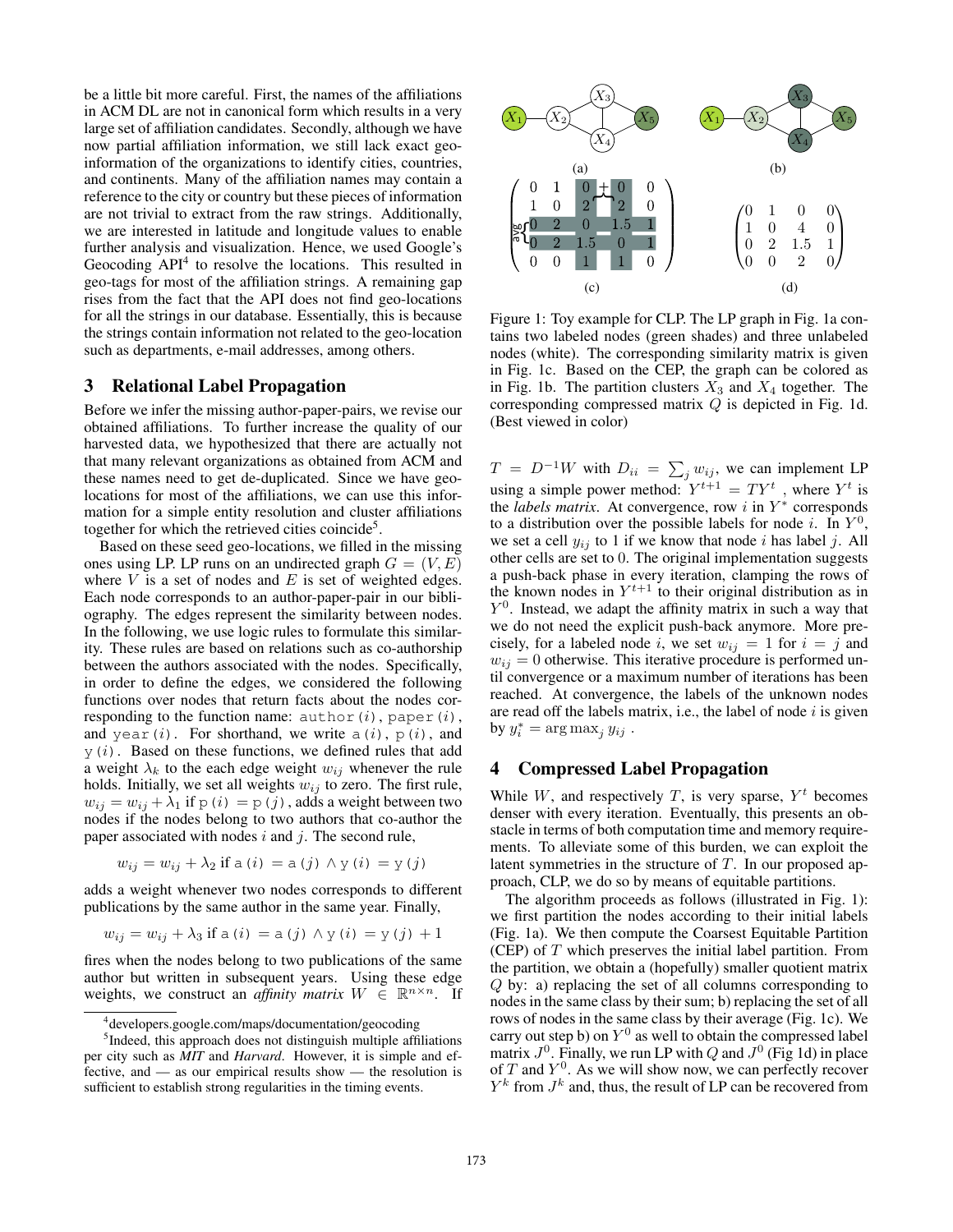be a little bit more careful. First, the names of the affiliations in ACM DL are not in canonical form which results in a very large set of affiliation candidates. Secondly, although we have now partial affiliation information, we still lack exact geo-information of the organizations to identify cities, countries, and continents. Many of the affiliation names may contain a reference to the city or country but these pieces of information are not trivial to extract from the raw strings. Additionally, we are interested in latitude and longitude values to enable further analysis and visualization. Hence, we used Google's Geocoding API[4] to resolve the locations. This resulted in geo-tags for most of the affiliation strings. A remaining gap rises from the fact that the API does not find geo-locations for all the strings in our database. Essentially, this is because the strings contain information not related to the geo-location such as departments, e-mail addresses, among others.

## 3 Relational Label Propagation

Before we infer the missing author-paper-pairs, we revise our obtained affiliations. To further increase the quality of our harvested data, we hypothesized that there are actually not that many relevant organizations as obtained from ACM and these names need to get de-duplicated. Since we have geo-locations for most of the affiliations, we can use this information for a simple entity resolution and cluster affiliations together for which the retrieved cities coincide[5].

Based on these seed geo-locations, we filled in the missing ones using LP. LP runs on an undirected graph $G = (V, E)$ where $V$ is a set of nodes and $E$ is set of weighted edges. Each node corresponds to an author-paper-pair in our bibliography. The edges represent the similarity between nodes. In the following, we use logic rules to formulate this similarity. These rules are based on relations such as co-authorship between the authors associated with the nodes. Specifically, in order to define the edges, we considered the following functions over nodes that return facts about the nodes corresponding to the function name: `author(i)`, `paper(i)`, and `year(i)`. For shorthand, we write `a(i)`, `p(i)`, and `y(i)`. Based on these functions, we defined rules that add a weight $\lambda_k$ to the each edge weight $w_{ij}$ whenever the rule holds. Initially, we set all weights $w_{ij}$ to zero. The first rule, $w_{ij} = w_{ij} + \lambda_1$ if $\mathtt{p(i) = p(j)}$, adds a weight between two nodes if the nodes belong to two authors that co-author the paper associated with nodes $i$ and $j$. The second rule,

$$w_{ij} = w_{ij} + \lambda_2 \text{ if } \mathtt{a(i) = a(j)} \wedge \mathtt{y(i) = y(j)}$$

adds a weight whenever two nodes corresponds to different publications by the same author in the same year. Finally,

$$w_{ij} = w_{ij} + \lambda_3 \text{ if } \mathtt{a(i) = a(j)} \wedge \mathtt{y(i) = y(j) + 1}$$

fires when the nodes belong to two publications of the same author but written in subsequent years. Using these edge weights, we construct an *affinity matrix* $W \in \mathbb{R}^{n \times n}$. If $T = D^{-1}W$ with $D_{ii} = \sum_j w_{ij}$, we can implement LP using a simple power method: $Y^{t+1} = TY^t$ , where $Y^t$ is the *labels matrix*. At convergence, row $i$ in $Y^*$ corresponds to a distribution over the possible labels for node $i$. In $Y^0$, we set a cell $y_{ij}$ to 1 if we know that node $i$ has label $j$. All other cells are set to 0. The original implementation suggests a push-back phase in every iteration, clamping the rows of the known nodes in $Y^{t+1}$ to their original distribution as in $Y^0$. Instead, we adapt the affinity matrix in such a way that we do not need the explicit push-back anymore. More precisely, for a labeled node $i$, we set $w_{ij} = 1$ for $i = j$ and $w_{ij} = 0$ otherwise. This iterative procedure is performed until convergence or a maximum number of iterations has been reached. At convergence, the labels of the unknown nodes are read off the labels matrix, i.e., the label of node $i$ is given by $y_i^* = \arg\max_j y_{ij}$ .

[4] developers.google.com/maps/documentation/geocoding

[5] Indeed, this approach does not distinguish multiple affiliations per city such as ***MIT*** and *Harvard*. However, it is simple and effective, and — as our empirical results show — the resolution is sufficient to establish strong regularities in the timing events.

(a) (b)

$$\begin{pmatrix} 0 & 1 & 0 & 0 & 0 \\ 1 & 0 & 2 & 2 & 0 \\ 0 & 2 & 0 & 1.5 & 1 \\ 0 & 2 & 1.5 & 0 & 1 \\ 0 & 0 & 1 & 1 & 0 \end{pmatrix} \qquad \begin{pmatrix} 0 & 1 & 0 & 0 \\ 1 & 0 & 4 & 0 \\ 0 & 2 & 1.5 & 1 \\ 0 & 0 & 2 & 0 \end{pmatrix}$$

(c) (d)

Figure 1: Toy example for CLP. The LP graph in Fig. 1a contains two labeled nodes (green shades) and three unlabeled nodes (white). The corresponding similarity matrix is given in Fig. 1c. Based on the CEP, the graph can be colored as in Fig. 1b. The partition clusters $X_3$ and $X_4$ together. The corresponding compressed matrix $Q$ is depicted in Fig. 1d. (Best viewed in color)

## 4 Compressed Label Propagation

While $W$, and respectively $T$, is very sparse, $Y^t$ becomes denser with every iteration. Eventually, this presents an obstacle in terms of both computation time and memory requirements. To alleviate some of this burden, we can exploit the latent symmetries in the structure of $T$. In our proposed approach, CLP, we do so by means of equitable partitions.

The algorithm proceeds as follows (illustrated in Fig. 1): we first partition the nodes according to their initial labels (Fig. 1a). We then compute the Coarsest Equitable Partition (CEP) of $T$ which preserves the initial label partition. From the partition, we obtain a (hopefully) smaller quotient matrix $Q$ by: a) replacing the set of all columns corresponding to nodes in the same class by their sum; b) replacing the set of all rows of nodes in the same class by their average (Fig. 1c). We carry out step b) on $Y^0$ as well to obtain the compressed label matrix $J^0$. Finally, we run LP with $Q$ and $J^0$ (Fig 1d) in place of $T$ and $Y^0$. As we will show now, we can perfectly recover $Y^k$ from $J^k$ and, thus, the result of LP can be recovered from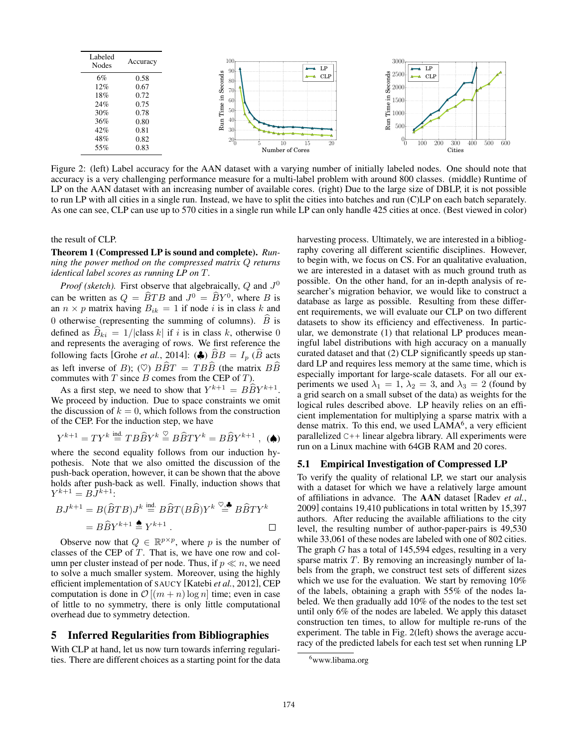| Labeled Nodes | Accuracy |
|---|---|
| 6% | 0.58 |
| 12% | 0.67 |
| 18% | 0.72 |
| 24% | 0.75 |
| 30% | 0.78 |
| 36% | 0.80 |
| 42% | 0.81 |
| 48% | 0.82 |
| 55% | 0.83 |

Figure 2: (left) Label accuracy for the AAN dataset with a varying number of initially labeled nodes. One should note that accuracy is a very challenging performance measure for a multi-label problem with around 800 classes. (middle) Runtime of LP on the AAN dataset with an increasing number of available cores. (right) Due to the large size of DBLP, it is not possible to run LP with all cities in a single run. Instead, we have to split the cities into batches and run (C)LP on each batch separately. As one can see, CLP can use up to 570 cities in a single run while LP can only handle 425 cities at once. (Best viewed in color)

the result of CLP.

**Theorem 1 (Compressed LP is sound and complete).** *Running the power method on the compressed matrix $Q$ returns identical label scores as running LP on $T$.*

*Proof (sketch).* First observe that algebraically, $Q$ and $J^0$ can be written as $Q = \widehat{B}TB$ and $J^0 = \widehat{B}Y^0$, where $B$ is an $n \times p$ matrix having $B_{ik} = 1$ if node $i$ is in class $k$ and 0 otherwise (representing the summing of columns). $\widehat{B}$ is defined as $\widehat{B}_{ki} = 1/|\text{class } k|$ if $i$ is in class $k$, otherwise 0 and represents the averaging of rows. We first reference the following facts [Grohe *et al.*, 2014]: (♣) $\widehat{B}B = I_p$ ($\widehat{B}$ acts as left inverse of $B$); (♡) $B\widehat{B}T = TB\widehat{B}$ (the matrix $B\widehat{B}$ commutes with $T$ since $B$ comes from the CEP of $T$).

As a first step, we need to show that $Y^{k+1} = B\widehat{B}Y^{k+1}$. We proceed by induction. Due to space constraints we omit the discussion of $k = 0$, which follows from the construction of the CEP. For the induction step, we have

$$Y^{k+1} = TY^k \overset{\text{ind.}}{=} TB\widehat{B}Y^k \overset{\heartsuit}{=} B\widehat{B}TY^k = B\widehat{B}Y^{k+1}\ , \quad (\spadesuit)$$

where the second equality follows from our induction hypothesis. Note that we also omitted the discussion of the push-back operation, however, it can be shown that the above holds after push-back as well. Finally, induction shows that $Y^{k+1} = BJ^{k+1}$:

$$BJ^{k+1} = B(\widehat{B}TB)J^k \overset{\text{ind.}}{=} B\widehat{B}T(B\widehat{B})Y^k \overset{\heartsuit,\clubsuit}{=} B\widehat{B}TY^k$$
$$= B\widehat{B}Y^{k+1} \overset{\spadesuit}{=} Y^{k+1}\ .$$

□

Observe now that $Q \in \mathbb{R}^{p \times p}$, where $p$ is the number of classes of the CEP of $T$. That is, we have one row and column per cluster instead of per node. Thus, if $p \ll n$, we need to solve a much smaller system. Moreover, using the highly efficient implementation of SAUCY [Katebi *et al.*, 2012], CEP computation is done in $\mathcal{O}[(m + n)\log n]$ time; even in case of little to no symmetry, there is only little computational overhead due to symmetry detection.

## 5 Inferred Regularities from Bibliographies

With CLP at hand, let us now turn towards inferring regularities. There are different choices as a starting point for the data harvesting process. Ultimately, we are interested in a bibliography covering all different scientific disciplines. However, to begin with, we focus on CS. For an qualitative evaluation, we are interested in a dataset with as much ground truth as possible. On the other hand, for an in-depth analysis of researcher's migration behavior, we would like to construct a database as large as possible. Resulting from these different requirements, we will evaluate our CLP on two different datasets to show its efficiency and effectiveness. In particular, we demonstrate (1) that relational LP produces meaningful label distributions with high accuracy on a manually curated dataset and that (2) CLP significantly speeds up standard LP and requires less memory at the same time, which is especially important for large-scale datasets. For all our experiments we used $\lambda_1 = 1$, $\lambda_2 = 3$, and $\lambda_3 = 2$ (found by a grid search on a small subset of the data) as weights for the logical rules described above. LP heavily relies on an efficient implementation for multiplying a sparse matrix with a dense matrix. To this end, we used LAMA[6], a very efficient parallelized C++ linear algebra library. All experiments were run on a Linux machine with 64GB RAM and 20 cores.

### 5.1 Empirical Investigation of Compressed LP

To verify the quality of relational LP, we start our analysis with a dataset for which we have a relatively large amount of affiliations in advance. The **AAN** dataset [Radev *et al.*, 2009] contains 19,410 publications in total written by 15,397 authors. After reducing the available affiliations to the city level, the resulting number of author-paper-pairs is 49,530 while 33,061 of these nodes are labeled with one of 802 cities. The graph $G$ has a total of 145,594 edges, resulting in a very sparse matrix $T$. By removing an increasingly number of labels from the graph, we construct test sets of different sizes which we use for the evaluation. We start by removing 10% of the labels, obtaining a graph with 55% of the nodes labeled. We then gradually add 10% of the nodes to the test set until only 6% of the nodes are labeled. We apply this dataset construction ten times, to allow for multiple re-runs of the experiment. The table in Fig. 2(left) shows the average accuracy of the predicted labels for each test set when running LP

[6] www.libama.org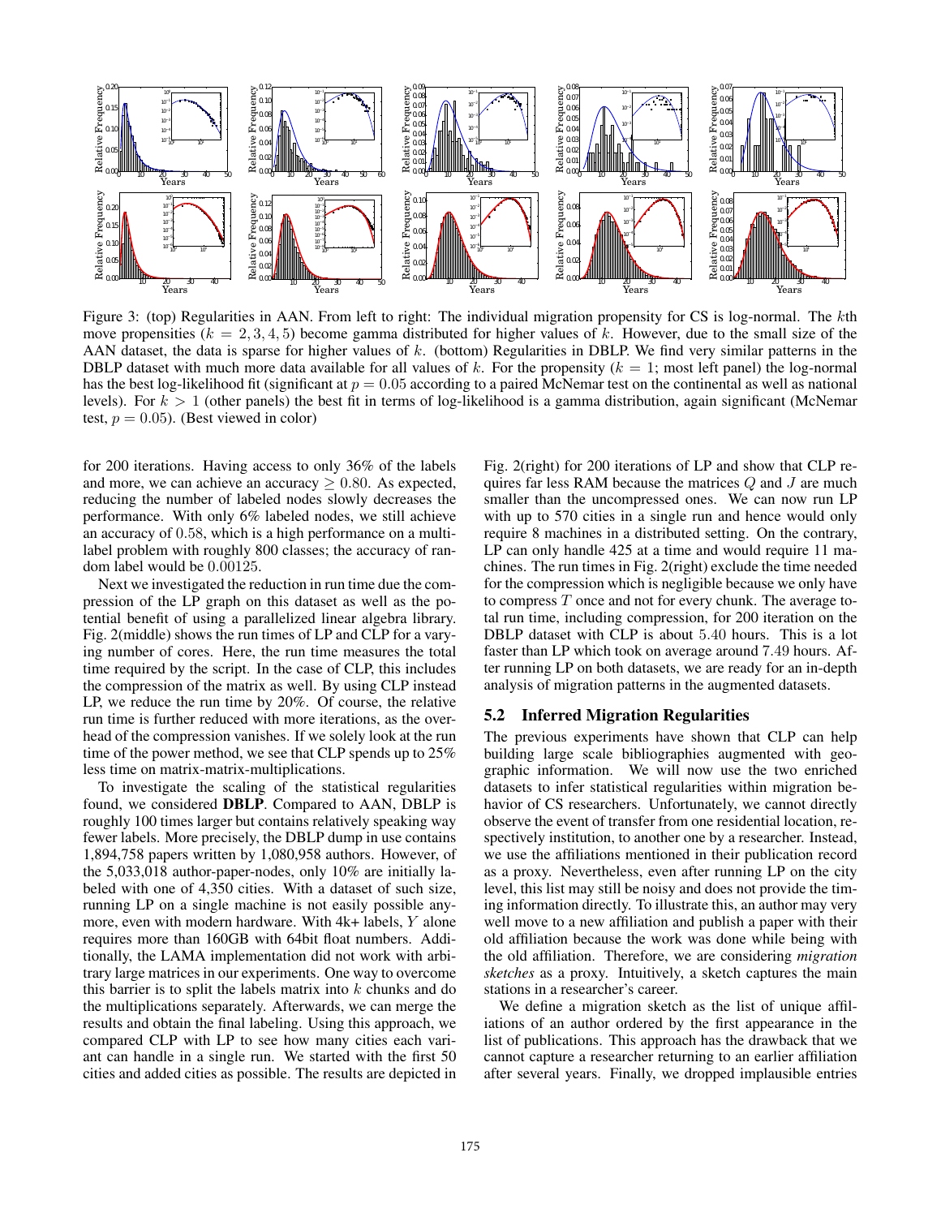Figure 3: (top) Regularities in AAN. From left to right: The individual migration propensity for CS is log-normal. The $k$th move propensities ($k = 2, 3, 4, 5$) become gamma distributed for higher values of $k$. However, due to the small size of the AAN dataset, the data is sparse for higher values of $k$. (bottom) Regularities in DBLP. We find very similar patterns in the DBLP dataset with much more data available for all values of $k$. For the propensity ($k = 1$; most left panel) the log-normal has the best log-likelihood fit (significant at $p = 0.05$ according to a paired McNemar test on the continental as well as national levels). For $k > 1$ (other panels) the best fit in terms of log-likelihood is a gamma distribution, again significant (McNemar test, $p = 0.05$). (Best viewed in color)

for 200 iterations. Having access to only 36% of the labels and more, we can achieve an accuracy $\geq 0.80$. As expected, reducing the number of labeled nodes slowly decreases the performance. With only 6% labeled nodes, we still achieve an accuracy of $0.58$, which is a high performance on a multi-label problem with roughly 800 classes; the accuracy of random label would be $0.00125$.

Next we investigated the reduction in run time due the compression of the LP graph on this dataset as well as the potential benefit of using a parallelized linear algebra library. Fig. 2(middle) shows the run times of LP and CLP for a varying number of cores. Here, the run time measures the total time required by the script. In the case of CLP, this includes the compression of the matrix as well. By using CLP instead LP, we reduce the run time by 20%. Of course, the relative run time is further reduced with more iterations, as the overhead of the compression vanishes. If we solely look at the run time of the power method, we see that CLP spends up to 25% less time on matrix-matrix-multiplications.

To investigate the scaling of the statistical regularities found, we considered **DBLP**. Compared to AAN, DBLP is roughly 100 times larger but contains relatively speaking way fewer labels. More precisely, the DBLP dump in use contains 1,894,758 papers written by 1,080,958 authors. However, of the 5,033,018 author-paper-nodes, only 10% are initially labeled with one of 4,350 cities. With a dataset of such size, running LP on a single machine is not easily possible anymore, even with modern hardware. With 4k+ labels, $Y$ alone requires more than 160GB with 64bit float numbers. Additionally, the LAMA implementation did not work with arbitrary large matrices in our experiments. One way to overcome this barrier is to split the labels matrix into $k$ chunks and do the multiplications separately. Afterwards, we can merge the results and obtain the final labeling. Using this approach, we compared CLP with LP to see how many cities each variant can handle in a single run. We started with the first 50 cities and added cities as possible. The results are depicted in Fig. 2(right) for 200 iterations of LP and show that CLP requires far less RAM because the matrices $Q$ and $J$ are much smaller than the uncompressed ones. We can now run LP with up to 570 cities in a single run and hence would only require 8 machines in a distributed setting. On the contrary, LP can only handle 425 at a time and would require 11 machines. The run times in Fig. 2(right) exclude the time needed for the compression which is negligible because we only have to compress $T$ once and not for every chunk. The average total run time, including compression, for 200 iteration on the DBLP dataset with CLP is about $5.40$ hours. This is a lot faster than LP which took on average around $7.49$ hours. After running LP on both datasets, we are ready for an in-depth analysis of migration patterns in the augmented datasets.

## 5.2 Inferred Migration Regularities

The previous experiments have shown that CLP can help building large scale bibliographies augmented with geographic information. We will now use the two enriched datasets to infer statistical regularities within migration behavior of CS researchers. Unfortunately, we cannot directly observe the event of transfer from one residential location, respectively institution, to another one by a researcher. Instead, we use the affiliations mentioned in their publication record as a proxy. Nevertheless, even after running LP on the city level, this list may still be noisy and does not provide the timing information directly. To illustrate this, an author may very well move to a new affiliation and publish a paper with their old affiliation because the work was done while being with the old affiliation. Therefore, we are considering *migration sketches* as a proxy. Intuitively, a sketch captures the main stations in a researcher's career.

We define a migration sketch as the list of unique affiliations of an author ordered by the first appearance in the list of publications. This approach has the drawback that we cannot capture a researcher returning to an earlier affiliation after several years. Finally, we dropped implausible entries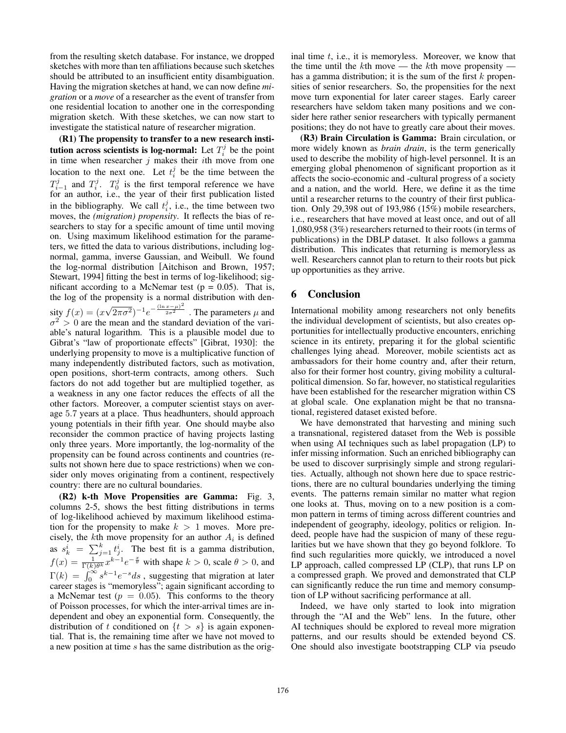from the resulting sketch database. For instance, we dropped sketches with more than ten affiliations because such sketches should be attributed to an insufficient entity disambiguation. Having the migration sketches at hand, we can now define *migration* or a *move* of a researcher as the event of transfer from one residential location to another one in the corresponding migration sketch. With these sketches, we can now start to investigate the statistical nature of researcher migration.

**(R1) The propensity to transfer to a new research institution across scientists is log-normal:** Let $T_i^j$ be the point in time when researcher $j$ makes their $i$th move from one location to the next one. Let $t_i^j$ be the time between the $T_{i-1}^j$ and $T_i^j$. $T_0^j$ is the first temporal reference we have for an author, i.e., the year of their first publication listed in the bibliography. We call $t_i^j$, i.e., the time between two moves, the *(migration) propensity*. It reflects the bias of researchers to stay for a specific amount of time until moving on. Using maximum likelihood estimation for the parameters, we fitted the data to various distributions, including log-normal, gamma, inverse Gaussian, and Weibull. We found the log-normal distribution [Aitchison and Brown, 1957; Stewart, 1994] fitting the best in terms of log-likelihood; significant according to a McNemar test (p = 0.05). That is, the log of the propensity is a normal distribution with density $f(x) = (x\sqrt{2\pi\sigma^2})^{-1}e^{-\frac{(\ln x - \mu)^2}{2\sigma^2}}$. The parameters $\mu$ and $\sigma^2 > 0$ are the mean and the standard deviation of the variable's natural logarithm. This is a plausible model due to Gibrat's "law of proportionate effects" [Gibrat, 1930]: the underlying propensity to move is a multiplicative function of many independently distributed factors, such as motivation, open positions, short-term contracts, among others. Such factors do not add together but are multiplied together, as a weakness in any one factor reduces the effects of all the other factors. Moreover, a computer scientist stays on average 5.7 years at a place. Thus headhunters, should approach young potentials in their fifth year. One should maybe also reconsider the common practice of having projects lasting only three years. More importantly, the log-normality of the propensity can be found across continents and countries (results not shown here due to space restrictions) when we consider only moves originating from a continent, respectively country: there are no cultural boundaries.

**(R2) k-th Move Propensities are Gamma:** Fig. 3, columns 2-5, shows the best fitting distributions in terms of log-likelihood achieved by maximum likelihood estimation for the propensity to make $k > 1$ moves. More precisely, the $k$th move propensity for an author $A_i$ is defined as $s_k^i = \sum_{j=1}^{k} t_j^i$. The best fit is a gamma distribution, $f(x) = \frac{1}{\Gamma(k)\theta^k}x^{k-1}e^{-\frac{x}{\theta}}$ with shape $k > 0$, scale $\theta > 0$, and $\Gamma(k) = \int_0^\infty s^{k-1}e^{-s}ds$ , suggesting that migration at later career stages is "memoryless"; again significant according to a McNemar test ($p = 0.05$). This conforms to the theory of Poisson processes, for which the inter-arrival times are independent and obey an exponential form. Consequently, the distribution of $t$ conditioned on $\{t > s\}$ is again exponential. That is, the remaining time after we have not moved to a new position at time $s$ has the same distribution as the original time $t$, i.e., it is memoryless. Moreover, we know that the time until the $k$th move — the $k$th move propensity — has a gamma distribution; it is the sum of the first $k$ propensities of senior researchers. So, the propensities for the next move turn exponential for later career stages. Early career researchers have seldom taken many positions and we consider here rather senior researchers with typically permanent positions; they do not have to greatly care about their moves.

**(R3) Brain Circulation is Gamma:** Brain circulation, or more widely known as *brain drain*, is the term generically used to describe the mobility of high-level personnel. It is an emerging global phenomenon of significant proportion as it affects the socio-economic and -cultural progress of a society and a nation, and the world. Here, we define it as the time until a researcher returns to the country of their first publication. Only 29,398 out of 193,986 (15%) mobile researchers, i.e., researchers that have moved at least once, and out of all 1,080,958 (3%) researchers returned to their roots (in terms of publications) in the DBLP dataset. It also follows a gamma distribution. This indicates that returning is memoryless as well. Researchers cannot plan to return to their roots but pick up opportunities as they arrive.

## 6 Conclusion

International mobility among researchers not only benefits the individual development of scientists, but also creates opportunities for intellectually productive encounters, enriching science in its entirety, preparing it for the global scientific challenges lying ahead. Moreover, mobile scientists act as ambassadors for their home country and, after their return, also for their former host country, giving mobility a cultural-political dimension. So far, however, no statistical regularities have been established for the researcher migration within CS at global scale. One explanation might be that no transnational, registered dataset existed before.

We have demonstrated that harvesting and mining such a transnational, registered dataset from the Web is possible when using AI techniques such as label propagation (LP) to infer missing information. Such an enriched bibliography can be used to discover surprisingly simple and strong regularities. Actually, although not shown here due to space restrictions, there are no cultural boundaries underlying the timing events. The patterns remain similar no matter what region one looks at. Thus, moving on to a new position is a common pattern in terms of timing across different countries and independent of geography, ideology, politics or religion. Indeed, people have had the suspicion of many of these regularities but we have shown that they go beyond folklore. To find such regularities more quickly, we introduced a novel LP approach, called compressed LP (CLP), that runs LP on a compressed graph. We proved and demonstrated that CLP can significantly reduce the run time and memory consumption of LP without sacrificing performance at all.

Indeed, we have only started to look into migration through the "AI and the Web" lens. In the future, other AI techniques should be explored to reveal more migration patterns, and our results should be extended beyond CS. One should also investigate bootstrapping CLP via pseudo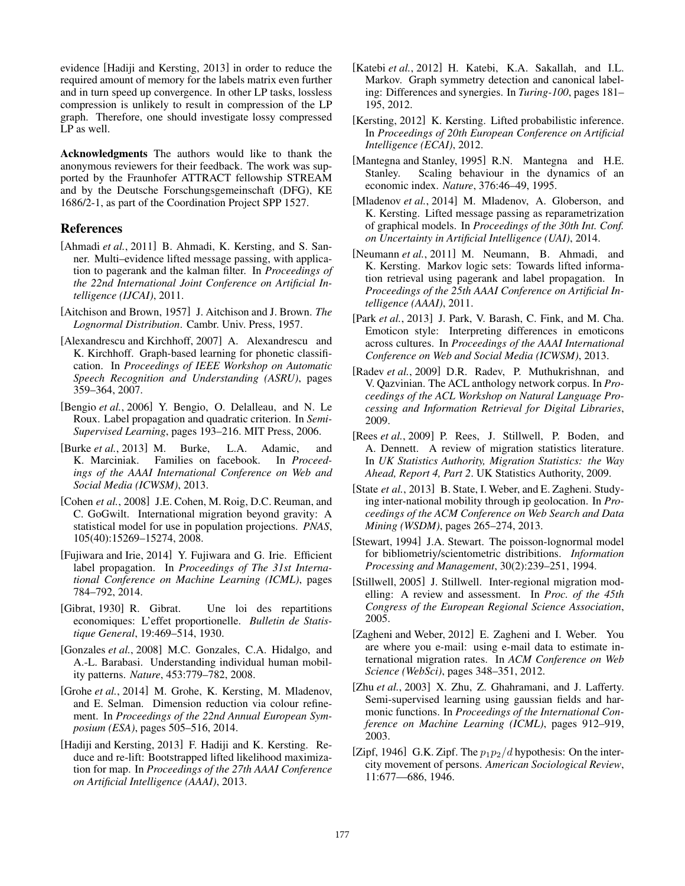evidence [Hadiji and Kersting, 2013] in order to reduce the required amount of memory for the labels matrix even further and in turn speed up convergence. In other LP tasks, lossless compression is unlikely to result in compression of the LP graph. Therefore, one should investigate lossy compressed LP as well.

**Acknowledgments** The authors would like to thank the anonymous reviewers for their feedback. The work was supported by the Fraunhofer ATTRACT fellowship STREAM and by the Deutsche Forschungsgemeinschaft (DFG), KE 1686/2-1, as part of the Coordination Project SPP 1527.

## References

[Ahmadi *et al.*, 2011] B. Ahmadi, K. Kersting, and S. Sanner. Multi–evidence lifted message passing, with application to pagerank and the kalman filter. In *Proceedings of the 22nd International Joint Conference on Artificial Intelligence (IJCAI)*, 2011.

[Aitchison and Brown, 1957] J. Aitchison and J. Brown. *The Lognormal Distribution*. Cambr. Univ. Press, 1957.

[Alexandrescu and Kirchhoff, 2007] A. Alexandrescu and K. Kirchhoff. Graph-based learning for phonetic classification. In *Proceedings of IEEE Workshop on Automatic Speech Recognition and Understanding (ASRU)*, pages 359–364, 2007.

[Bengio *et al.*, 2006] Y. Bengio, O. Delalleau, and N. Le Roux. Label propagation and quadratic criterion. In *Semi-Supervised Learning*, pages 193–216. MIT Press, 2006.

[Burke *et al.*, 2013] M. Burke, L.A. Adamic, and K. Marciniak. Families on facebook. In *Proceedings of the AAAI International Conference on Web and Social Media (ICWSM)*, 2013.

[Cohen *et al.*, 2008] J.E. Cohen, M. Roig, D.C. Reuman, and C. GoGwilt. International migration beyond gravity: A statistical model for use in population projections. *PNAS*, 105(40):15269–15274, 2008.

[Fujiwara and Irie, 2014] Y. Fujiwara and G. Irie. Efficient label propagation. In *Proceedings of The 31st International Conference on Machine Learning (ICML)*, pages 784–792, 2014.

[Gibrat, 1930] R. Gibrat. Une loi des repartitions economiques: L'effet proportionelle. *Bulletin de Statistique General*, 19:469–514, 1930.

[Gonzales *et al.*, 2008] M.C. Gonzales, C.A. Hidalgo, and A.-L. Barabasi. Understanding individual human mobility patterns. *Nature*, 453:779–782, 2008.

[Grohe *et al.*, 2014] M. Grohe, K. Kersting, M. Mladenov, and E. Selman. Dimension reduction via colour refinement. In *Proceedings of the 22nd Annual European Symposium (ESA)*, pages 505–516, 2014.

[Hadiji and Kersting, 2013] F. Hadiji and K. Kersting. Reduce and re-lift: Bootstrapped lifted likelihood maximization for map. In *Proceedings of the 27th AAAI Conference on Artificial Intelligence (AAAI)*, 2013.

[Katebi *et al.*, 2012] H. Katebi, K.A. Sakallah, and I.L. Markov. Graph symmetry detection and canonical labeling: Differences and synergies. In *Turing-100*, pages 181–195, 2012.

[Kersting, 2012] K. Kersting. Lifted probabilistic inference. In *Proceedings of 20th European Conference on Artificial Intelligence (ECAI)*, 2012.

[Mantegna and Stanley, 1995] R.N. Mantegna and H.E. Stanley. Scaling behaviour in the dynamics of an economic index. *Nature*, 376:46–49, 1995.

[Mladenov *et al.*, 2014] M. Mladenov, A. Globerson, and K. Kersting. Lifted message passing as reparametrization of graphical models. In *Proceedings of the 30th Int. Conf. on Uncertainty in Artificial Intelligence (UAI)*, 2014.

[Neumann *et al.*, 2011] M. Neumann, B. Ahmadi, and K. Kersting. Markov logic sets: Towards lifted information retrieval using pagerank and label propagation. In *Proceedings of the 25th AAAI Conference on Artificial Intelligence (AAAI)*, 2011.

[Park *et al.*, 2013] J. Park, V. Barash, C. Fink, and M. Cha. Emoticon style: Interpreting differences in emoticons across cultures. In *Proceedings of the AAAI International Conference on Web and Social Media (ICWSM)*, 2013.

[Radev *et al.*, 2009] D.R. Radev, P. Muthukrishnan, and V. Qazvinian. The ACL anthology network corpus. In *Proceedings of the ACL Workshop on Natural Language Processing and Information Retrieval for Digital Libraries*, 2009.

[Rees *et al.*, 2009] P. Rees, J. Stillwell, P. Boden, and A. Dennett. A review of migration statistics literature. In *UK Statistics Authority, Migration Statistics: the Way Ahead, Report 4, Part 2*. UK Statistics Authority, 2009.

[State *et al.*, 2013] B. State, I. Weber, and E. Zagheni. Studying inter-national mobility through ip geolocation. In *Proceedings of the ACM Conference on Web Search and Data Mining (WSDM)*, pages 265–274, 2013.

[Stewart, 1994] J.A. Stewart. The poisson-lognormal model for bibliometriy/scientometric distribitions. *Information Processing and Management*, 30(2):239–251, 1994.

[Stillwell, 2005] J. Stillwell. Inter-regional migration modelling: A review and assessment. In *Proc. of the 45th Congress of the European Regional Science Association*, 2005.

[Zagheni and Weber, 2012] E. Zagheni and I. Weber. You are where you e-mail: using e-mail data to estimate international migration rates. In *ACM Conference on Web Science (WebSci)*, pages 348–351, 2012.

[Zhu *et al.*, 2003] X. Zhu, Z. Ghahramani, and J. Lafferty. Semi-supervised learning using gaussian fields and harmonic functions. In *Proceedings of the International Conference on Machine Learning (ICML)*, pages 912–919, 2003.

[Zipf, 1946] G.K. Zipf. The $p_1 p_2/d$ hypothesis: On the intercity movement of persons. *American Sociological Review*, 11:677—686, 1946.